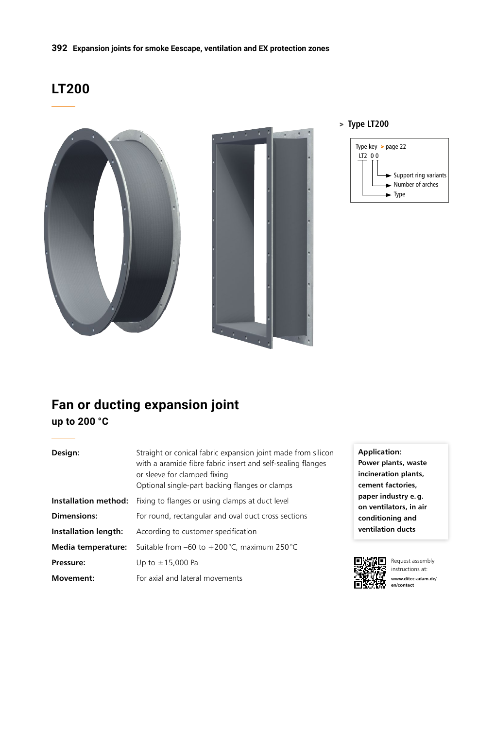# LT200

**> Type LT200**

Type key **>** page 22

LT2 0 0

- Support ring variants
- Number of arches
- Type

## Fan or ducting expansion joint

### up to 200 °C

| | |
|---|---|
| **Design:** | Straight or conical fabric expansion joint made from silicon with a aramide fibre fabric insert and self-sealing flanges or sleeve for clamped fixing<br>Optional single-part backing flanges or clamps |
| **Installation method:** | Fixing to flanges or using clamps at duct level |
| **Dimensions:** | For round, rectangular and oval duct cross sections |
| **Installation length:** | According to customer specification |
| **Media temperature:** | Suitable from –60 to +200 °C, maximum 250 °C |
| **Pressure:** | Up to ±15,000 Pa |
| **Movement:** | For axial and lateral movements |

**Application:**
**Power plants, waste incineration plants, cement factories, paper industry e. g. on ventilators, in air conditioning and ventilation ducts**

Request assembly instructions at:
**www.ditec-adam.de/en/contact**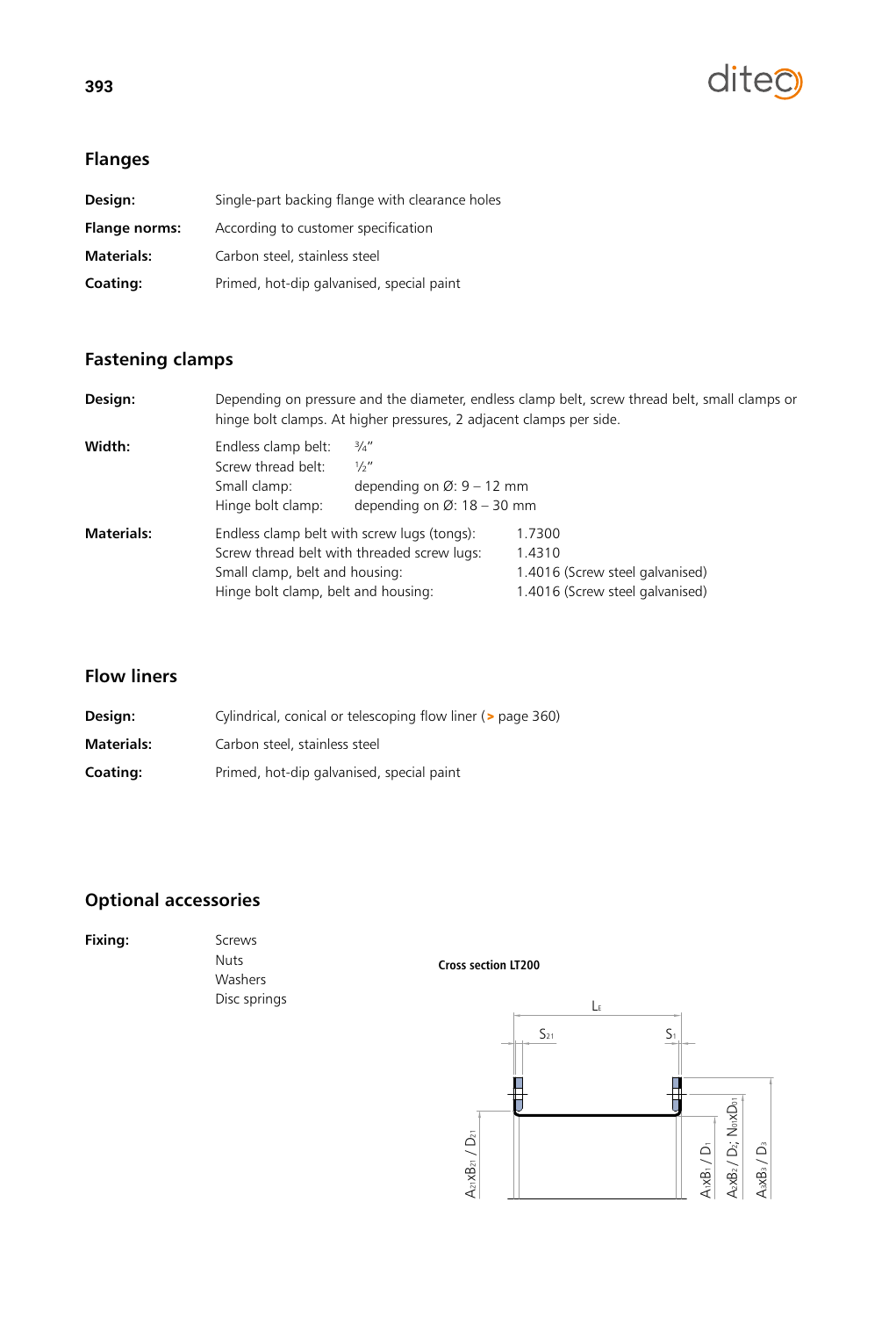## Flanges

| | |
|---|---|
| **Design:** | Single-part backing flange with clearance holes |
| **Flange norms:** | According to customer specification |
| **Materials:** | Carbon steel, stainless steel |
| **Coating:** | Primed, hot-dip galvanised, special paint |

## Fastening clamps

**Design:** Depending on pressure and the diameter, endless clamp belt, screw thread belt, small clamps or hinge bolt clamps. At higher pressures, 2 adjacent clamps per side.

**Width:**

| | |
|---|---|
| Endless clamp belt: | ¾" |
| Screw thread belt: | ½" |
| Small clamp: | depending on Ø: 9 – 12 mm |
| Hinge bolt clamp: | depending on Ø: 18 – 30 mm |

**Materials:**

| | |
|---|---|
| Endless clamp belt with screw lugs (tongs): | 1.7300 |
| Screw thread belt with threaded screw lugs: | 1.4310 |
| Small clamp, belt and housing: | 1.4016 (Screw steel galvanised) |
| Hinge bolt clamp, belt and housing: | 1.4016 (Screw steel galvanised) |

## Flow liners

| | |
|---|---|
| **Design:** | Cylindrical, conical or telescoping flow liner (> page 360) |
| **Materials:** | Carbon steel, stainless steel |
| **Coating:** | Primed, hot-dip galvanised, special paint |

## Optional accessories

**Fixing:**

Screws
Nuts
Washers
Disc springs

**Cross section LT200**

$L_E$
$S_{21}$
$S_1$
$A_{21}xB_{21}$ / $D_{21}$
$A_1xB_1$ / $D_1$
$A_2xB_2$ / $D_2$; $N_{01}xD_{01}$
$A_3xB_3$ / $D_3$